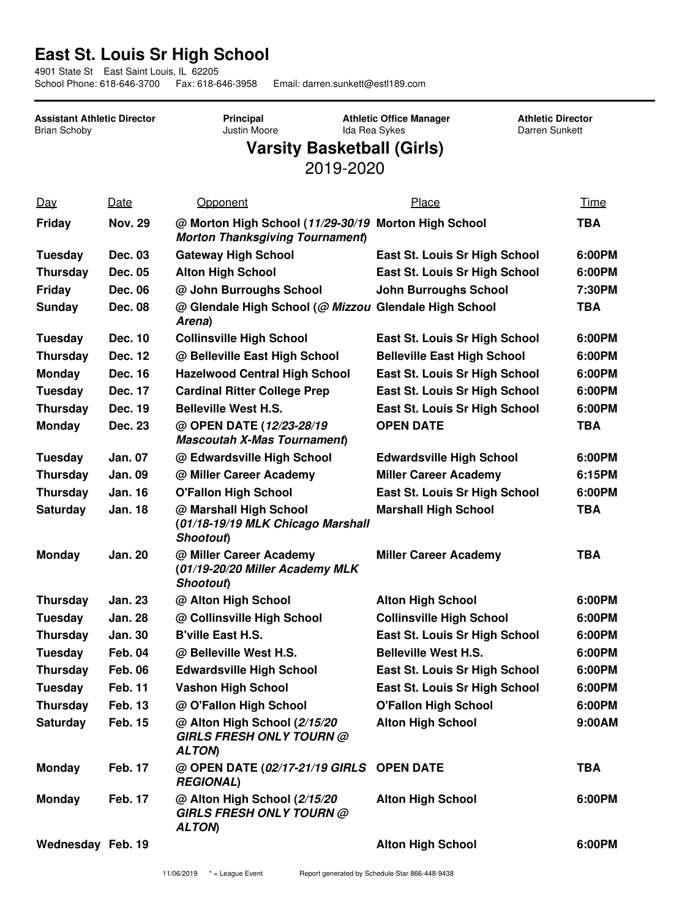# East St. Louis Sr High School

4901 State St East Saint Louis, IL 62205
School Phone: 618-646-3700 Fax: 618-646-3958 Email: darren.sunkett@estl189.com

**Assistant Athletic Director**
Brian Schoby

**Principal**
Justin Moore

**Athletic Office Manager**
Ida Rea Sykes

**Athletic Director**
Darren Sunkett

## Varsity Basketball (Girls)

2019-2020

| Day | Date | Opponent | Place | Time |
|---|---|---|---|---|
| **Friday** | **Nov. 29** | **@ Morton High School (*11/29-30/19 Morton Thanksgiving Tournament*)** | **Morton High School** | **TBA** |
| **Tuesday** | **Dec. 03** | **Gateway High School** | **East St. Louis Sr High School** | **6:00PM** |
| **Thursday** | **Dec. 05** | **Alton High School** | **East St. Louis Sr High School** | **6:00PM** |
| **Friday** | **Dec. 06** | **@ John Burroughs School** | **John Burroughs School** | **7:30PM** |
| **Sunday** | **Dec. 08** | **@ Glendale High School (*@ Mizzou Arena*)** | **Glendale High School** | **TBA** |
| **Tuesday** | **Dec. 10** | **Collinsville High School** | **East St. Louis Sr High School** | **6:00PM** |
| **Thursday** | **Dec. 12** | **@ Belleville East High School** | **Belleville East High School** | **6:00PM** |
| **Monday** | **Dec. 16** | **Hazelwood Central High School** | **East St. Louis Sr High School** | **6:00PM** |
| **Tuesday** | **Dec. 17** | **Cardinal Ritter College Prep** | **East St. Louis Sr High School** | **6:00PM** |
| **Thursday** | **Dec. 19** | **Belleville West H.S.** | **East St. Louis Sr High School** | **6:00PM** |
| **Monday** | **Dec. 23** | **@ OPEN DATE (*12/23-28/19 Mascoutah X-Mas Tournament*)** | **OPEN DATE** | **TBA** |
| **Tuesday** | **Jan. 07** | **@ Edwardsville High School** | **Edwardsville High School** | **6:00PM** |
| **Thursday** | **Jan. 09** | **@ Miller Career Academy** | **Miller Career Academy** | **6:15PM** |
| **Thursday** | **Jan. 16** | **O'Fallon High School** | **East St. Louis Sr High School** | **6:00PM** |
| **Saturday** | **Jan. 18** | **@ Marshall High School (*01/18-19/19 MLK Chicago Marshall Shootout*)** | **Marshall High School** | **TBA** |
| **Monday** | **Jan. 20** | **@ Miller Career Academy (*01/19-20/20 Miller Academy MLK Shootout*)** | **Miller Career Academy** | **TBA** |
| **Thursday** | **Jan. 23** | **@ Alton High School** | **Alton High School** | **6:00PM** |
| **Tuesday** | **Jan. 28** | **@ Collinsville High School** | **Collinsville High School** | **6:00PM** |
| **Thursday** | **Jan. 30** | **B'ville East H.S.** | **East St. Louis Sr High School** | **6:00PM** |
| **Tuesday** | **Feb. 04** | **@ Belleville West H.S.** | **Belleville West H.S.** | **6:00PM** |
| **Thursday** | **Feb. 06** | **Edwardsville High School** | **East St. Louis Sr High School** | **6:00PM** |
| **Tuesday** | **Feb. 11** | **Vashon High School** | **East St. Louis Sr High School** | **6:00PM** |
| **Thursday** | **Feb. 13** | **@ O'Fallon High School** | **O'Fallon High School** | **6:00PM** |
| **Saturday** | **Feb. 15** | **@ Alton High School (*2/15/20 GIRLS FRESH ONLY TOURN @ ALTON*)** | **Alton High School** | **9:00AM** |
| **Monday** | **Feb. 17** | **@ OPEN DATE (*02/17-21/19 GIRLS REGIONAL*)** | **OPEN DATE** | **TBA** |
| **Monday** | **Feb. 17** | **@ Alton High School (*2/15/20 GIRLS FRESH ONLY TOURN @ ALTON*)** | **Alton High School** | **6:00PM** |
| **Wednesday** | **Feb. 19** | | **Alton High School** | **6:00PM** |

11/06/2019 * = League Event Report generated by Schedule Star 866-448-9438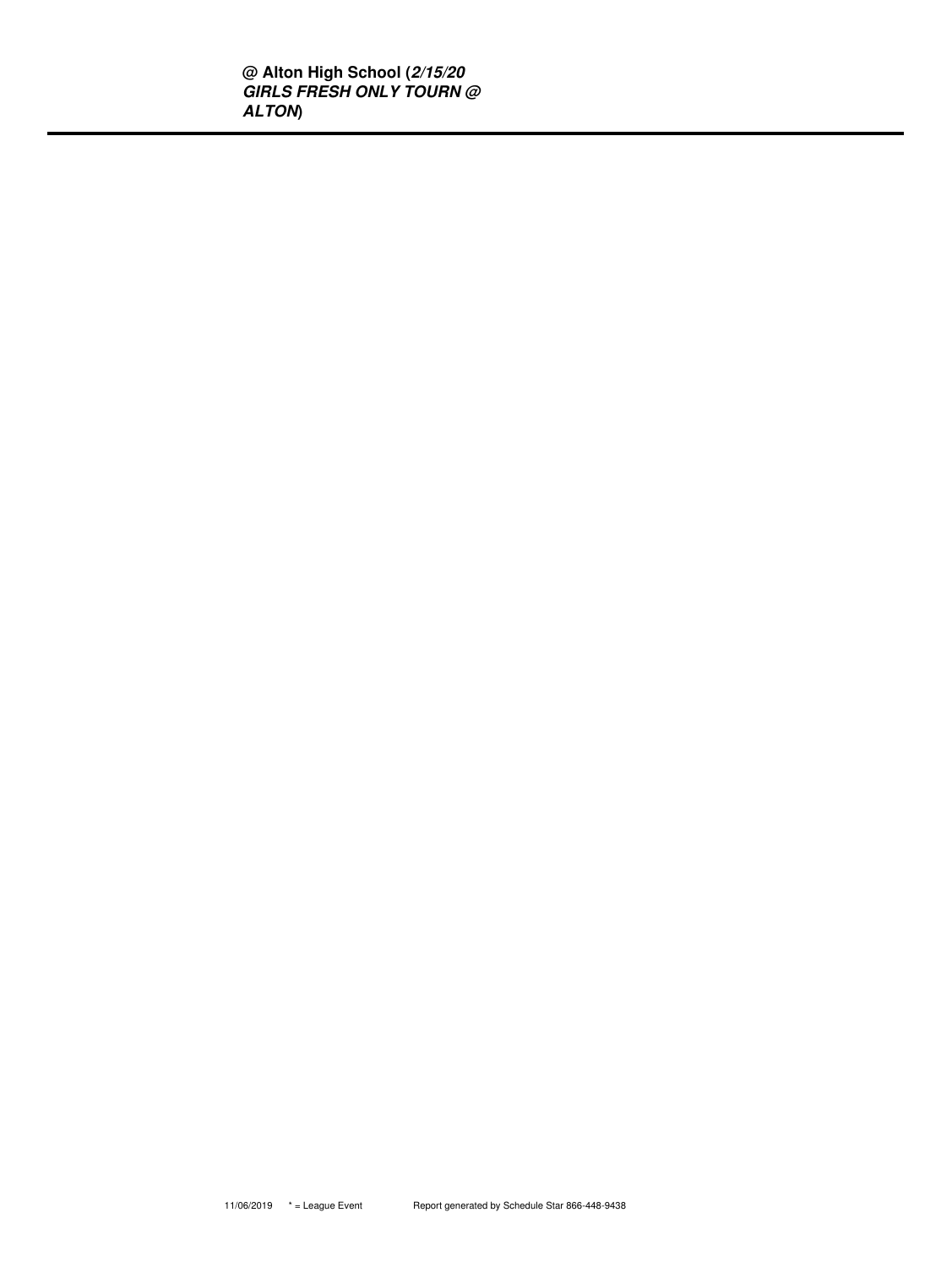**@ Alton High School (*2/15/20 GIRLS FRESH ONLY TOURN @ ALTON*)**

---

11/06/2019 * = League Event Report generated by Schedule Star 866-448-9438